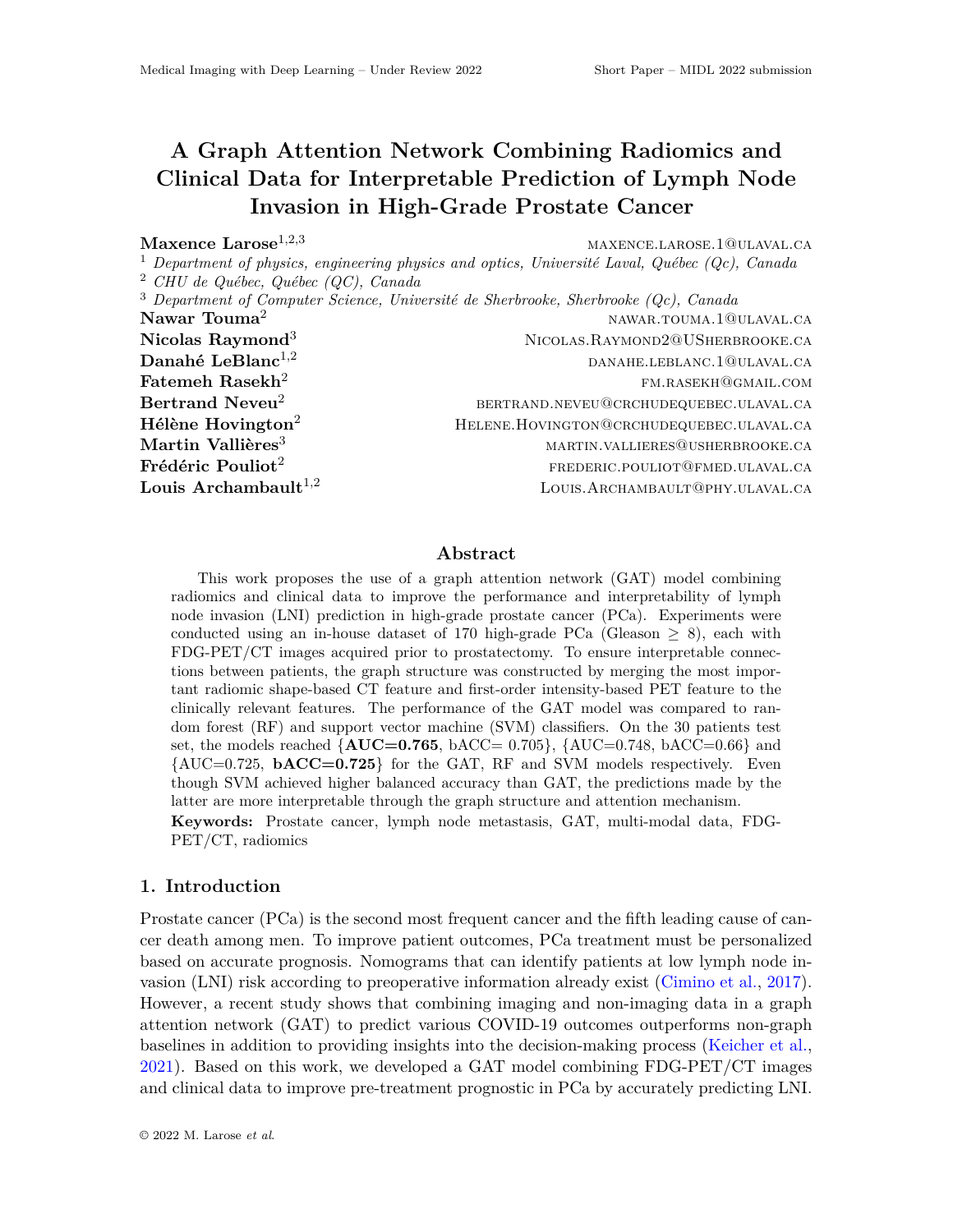# A Graph Attention Network Combining Radiomics and Clinical Data for Interpretable Prediction of Lymph Node Invasion in High-Grade Prostate Cancer

**Maxence Larose**[1,2,3] maxence.larose.1@ulaval.ca

[1] *Department of physics, engineering physics and optics, Université Laval, Québec (Qc), Canada*

[2] *CHU de Québec, Québec (QC), Canada*

[3] *Department of Computer Science, Université de Sherbrooke, Sherbrooke (Qc), Canada*

**Nawar Touma**[2] nawar.touma.1@ulaval.ca

**Nicolas Raymond**[3] Nicolas.Raymond2@USherbrooke.ca

**Danahé LeBlanc**[1,2] danahe.leblanc.1@ulaval.ca

**Fatemeh Rasekh**[2] fm.rasekh@gmail.com

**Bertrand Neveu**[2] bertrand.neveu@crchudequebec.ulaval.ca

**Hélène Hovington**[2] Helene.Hovington@crchudequebec.ulaval.ca

**Martin Vallières**[3] martin.vallieres@usherbrooke.ca

**Frédéric Pouliot**[2] frederic.pouliot@fmed.ulaval.ca

**Louis Archambault**[1,2] Louis.Archambault@phy.ulaval.ca

## Abstract

This work proposes the use of a graph attention network (GAT) model combining radiomics and clinical data to improve the performance and interpretability of lymph node invasion (LNI) prediction in high-grade prostate cancer (PCa). Experiments were conducted using an in-house dataset of 170 high-grade PCa (Gleason $\geq$ 8), each with FDG-PET/CT images acquired prior to prostatectomy. To ensure interpretable connections between patients, the graph structure was constructed by merging the most important radiomic shape-based CT feature and first-order intensity-based PET feature to the clinically relevant features. The performance of the GAT model was compared to random forest (RF) and support vector machine (SVM) classifiers. On the 30 patients test set, the models reached {**AUC=0.765**, bACC= 0.705}, {AUC=0.748, bACC=0.66} and {AUC=0.725, **bACC=0.725**} for the GAT, RF and SVM models respectively. Even though SVM achieved higher balanced accuracy than GAT, the predictions made by the latter are more interpretable through the graph structure and attention mechanism.

**Keywords:** Prostate cancer, lymph node metastasis, GAT, multi-modal data, FDG-PET/CT, radiomics

## 1. Introduction

Prostate cancer (PCa) is the second most frequent cancer and the fifth leading cause of cancer death among men. To improve patient outcomes, PCa treatment must be personalized based on accurate prognosis. Nomograms that can identify patients at low lymph node invasion (LNI) risk according to preoperative information already exist (Cimino et al., 2017). However, a recent study shows that combining imaging and non-imaging data in a graph attention network (GAT) to predict various COVID-19 outcomes outperforms non-graph baselines in addition to providing insights into the decision-making process (Keicher et al., 2021). Based on this work, we developed a GAT model combining FDG-PET/CT images and clinical data to improve pre-treatment prognostic in PCa by accurately predicting LNI.

© 2022 M. Larose *et al.*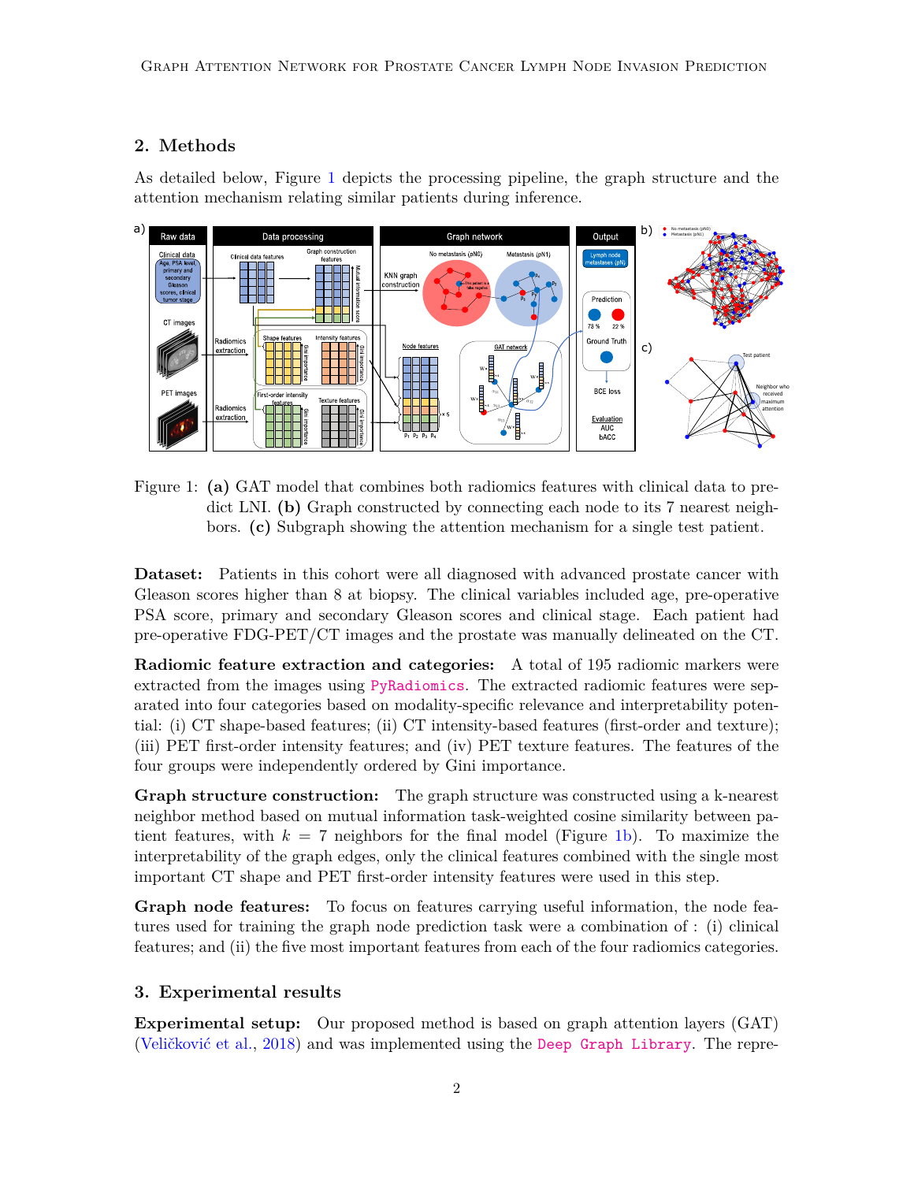## 2. Methods

As detailed below, Figure 1 depicts the processing pipeline, the graph structure and the attention mechanism relating similar patients during inference.

Figure 1: **(a)** GAT model that combines both radiomics features with clinical data to predict LNI. **(b)** Graph constructed by connecting each node to its 7 nearest neighbors. **(c)** Subgraph showing the attention mechanism for a single test patient.

**Dataset:** Patients in this cohort were all diagnosed with advanced prostate cancer with Gleason scores higher than 8 at biopsy. The clinical variables included age, pre-operative PSA score, primary and secondary Gleason scores and clinical stage. Each patient had pre-operative FDG-PET/CT images and the prostate was manually delineated on the CT.

**Radiomic feature extraction and categories:** A total of 195 radiomic markers were extracted from the images using PyRadiomics. The extracted radiomic features were separated into four categories based on modality-specific relevance and interpretability potential: (i) CT shape-based features; (ii) CT intensity-based features (first-order and texture); (iii) PET first-order intensity features; and (iv) PET texture features. The features of the four groups were independently ordered by Gini importance.

**Graph structure construction:** The graph structure was constructed using a k-nearest neighbor method based on mutual information task-weighted cosine similarity between patient features, with $k = 7$ neighbors for the final model (Figure 1b). To maximize the interpretability of the graph edges, only the clinical features combined with the single most important CT shape and PET first-order intensity features were used in this step.

**Graph node features:** To focus on features carrying useful information, the node features used for training the graph node prediction task were a combination of : (i) clinical features; and (ii) the five most important features from each of the four radiomics categories.

## 3. Experimental results

**Experimental setup:** Our proposed method is based on graph attention layers (GAT) (Veličković et al., 2018) and was implemented using the Deep Graph Library. The repre-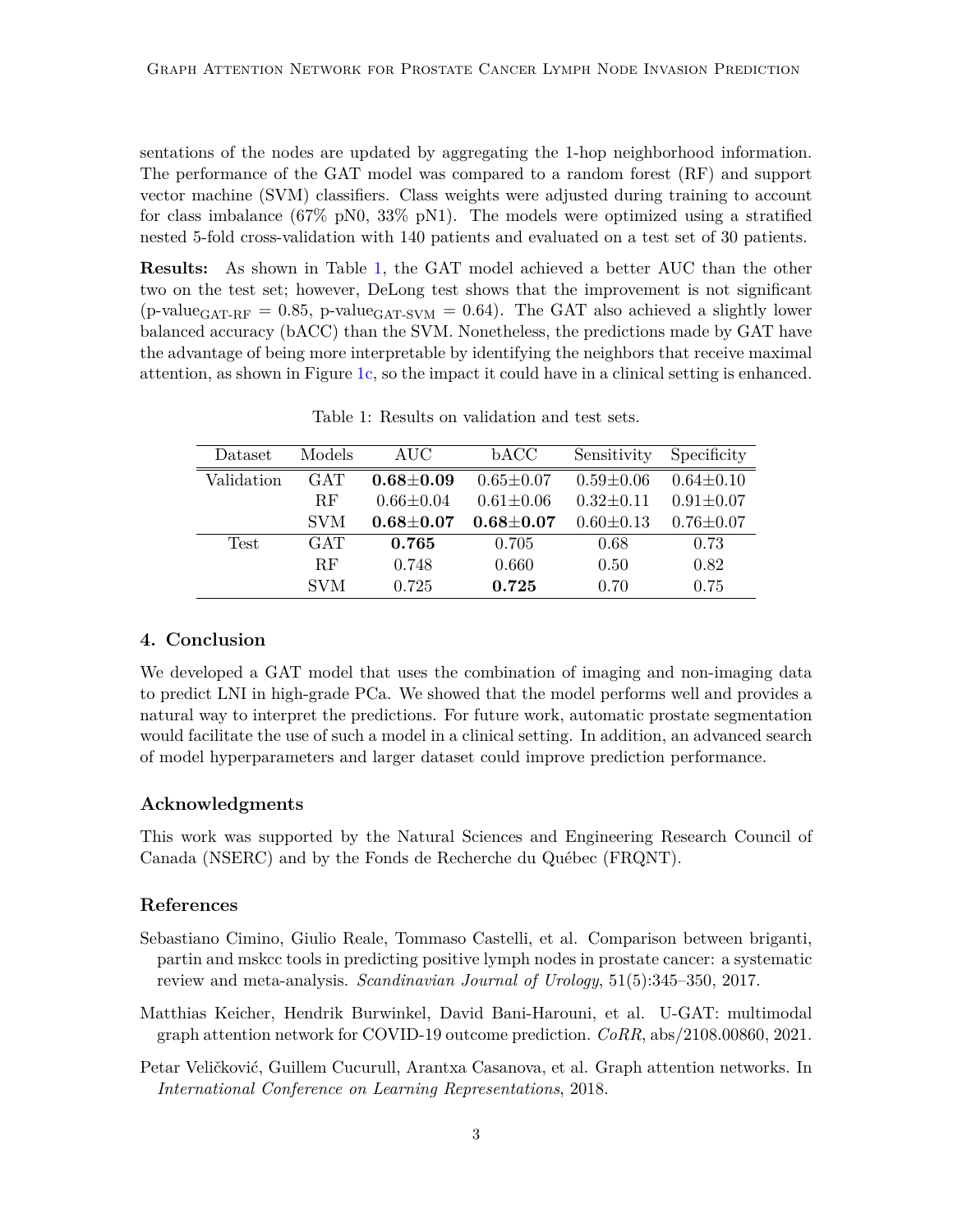sentations of the nodes are updated by aggregating the 1-hop neighborhood information. The performance of the GAT model was compared to a random forest (RF) and support vector machine (SVM) classifiers. Class weights were adjusted during training to account for class imbalance (67% pN0, 33% pN1). The models were optimized using a stratified nested 5-fold cross-validation with 140 patients and evaluated on a test set of 30 patients.

**Results:** As shown in Table 1, the GAT model achieved a better AUC than the other two on the test set; however, DeLong test shows that the improvement is not significant (p-value$_{\text{GAT-RF}}$ = 0.85, p-value$_{\text{GAT-SVM}}$ = 0.64). The GAT also achieved a slightly lower balanced accuracy (bACC) than the SVM. Nonetheless, the predictions made by GAT have the advantage of being more interpretable by identifying the neighbors that receive maximal attention, as shown in Figure 1c, so the impact it could have in a clinical setting is enhanced.

Table 1: Results on validation and test sets.

| Dataset | Models | AUC | bACC | Sensitivity | Specificity |
|---|---|---|---|---|---|
| Validation | GAT | **0.68±0.09** | 0.65±0.07 | 0.59±0.06 | 0.64±0.10 |
| | RF | 0.66±0.04 | 0.61±0.06 | 0.32±0.11 | 0.91±0.07 |
| | SVM | **0.68±0.07** | **0.68±0.07** | 0.60±0.13 | 0.76±0.07 |
| Test | GAT | **0.765** | 0.705 | 0.68 | 0.73 |
| | RF | 0.748 | 0.660 | 0.50 | 0.82 |
| | SVM | 0.725 | **0.725** | 0.70 | 0.75 |

## 4. Conclusion

We developed a GAT model that uses the combination of imaging and non-imaging data to predict LNI in high-grade PCa. We showed that the model performs well and provides a natural way to interpret the predictions. For future work, automatic prostate segmentation would facilitate the use of such a model in a clinical setting. In addition, an advanced search of model hyperparameters and larger dataset could improve prediction performance.

## Acknowledgments

This work was supported by the Natural Sciences and Engineering Research Council of Canada (NSERC) and by the Fonds de Recherche du Québec (FRQNT).

## References

Sebastiano Cimino, Giulio Reale, Tommaso Castelli, et al. Comparison between briganti, partin and mskcc tools in predicting positive lymph nodes in prostate cancer: a systematic review and meta-analysis. *Scandinavian Journal of Urology*, 51(5):345–350, 2017.

Matthias Keicher, Hendrik Burwinkel, David Bani-Harouni, et al. U-GAT: multimodal graph attention network for COVID-19 outcome prediction. *CoRR*, abs/2108.00860, 2021.

Petar Veličković, Guillem Cucurull, Arantxa Casanova, et al. Graph attention networks. In *International Conference on Learning Representations*, 2018.